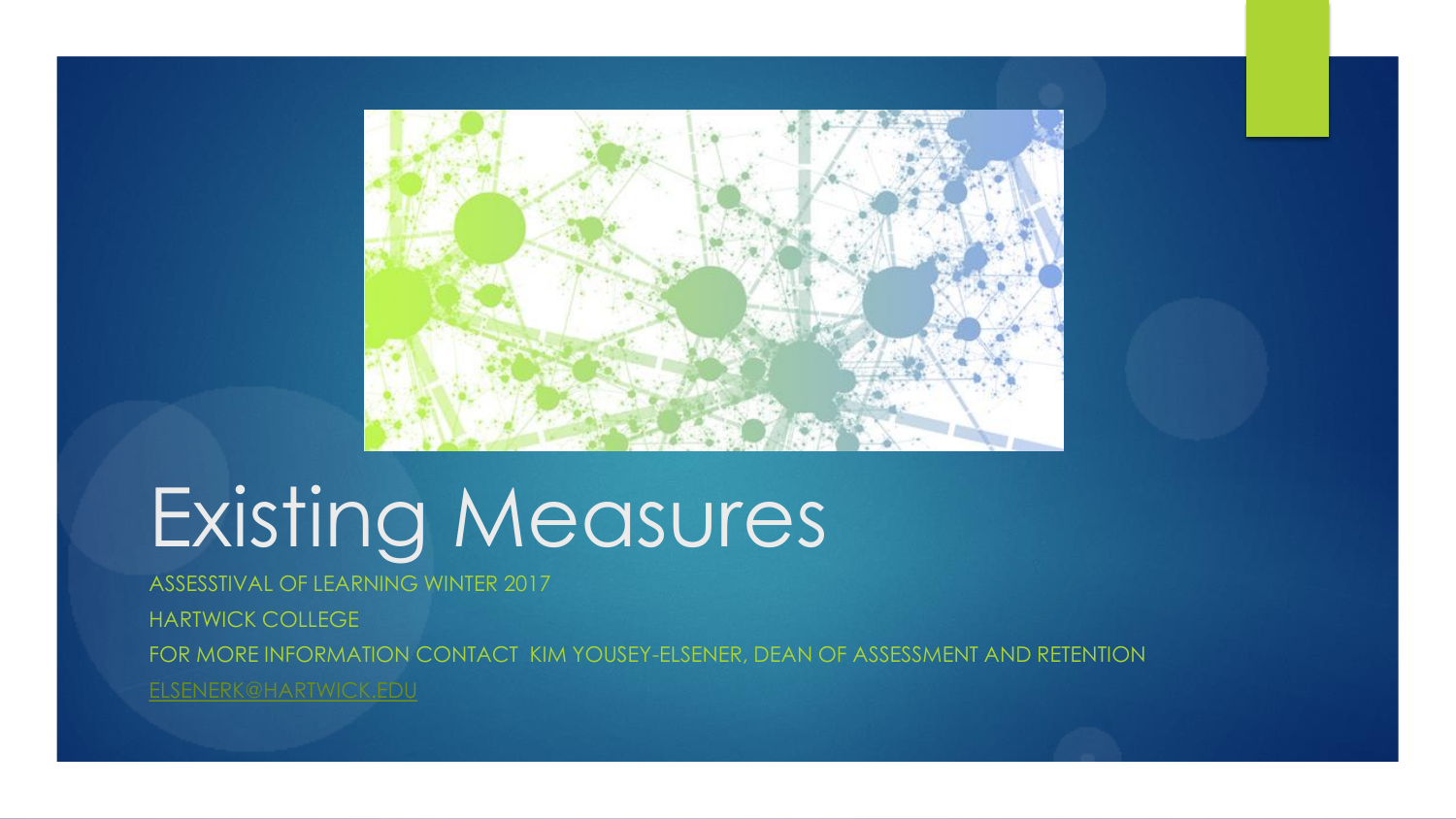# Existing Measures

ASSESSTIVAL OF LEARNING WINTER 2017

HARTWICK COLLEGE

FOR MORE INFORMATION CONTACT KIM YOUSEY-ELSENER, DEAN OF ASSESSMENT AND RETENTION

ELSENERK@HARTWICK.EDU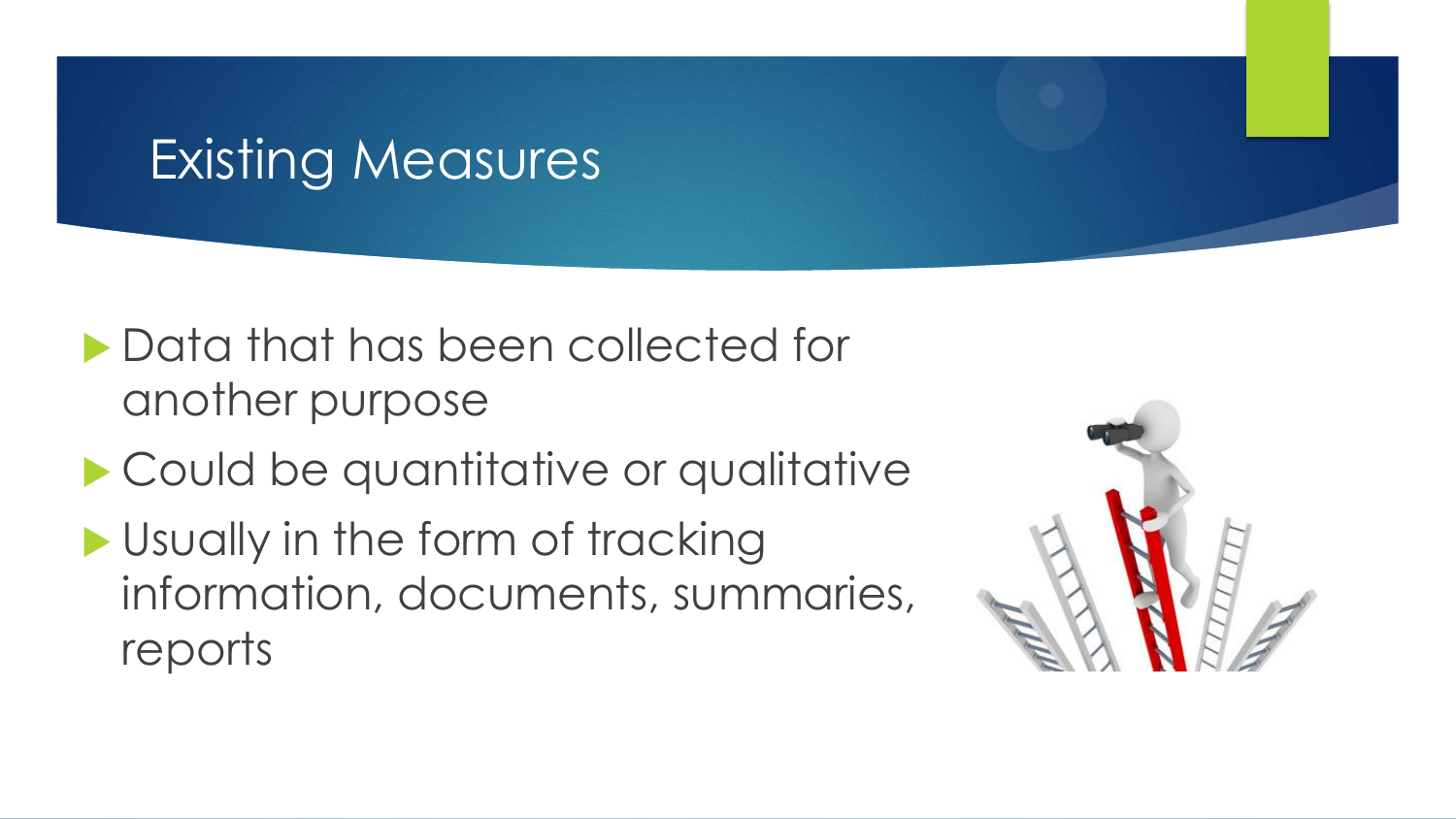# Existing Measures

- Data that has been collected for another purpose
- Could be quantitative or qualitative
- Usually in the form of tracking information, documents, summaries, reports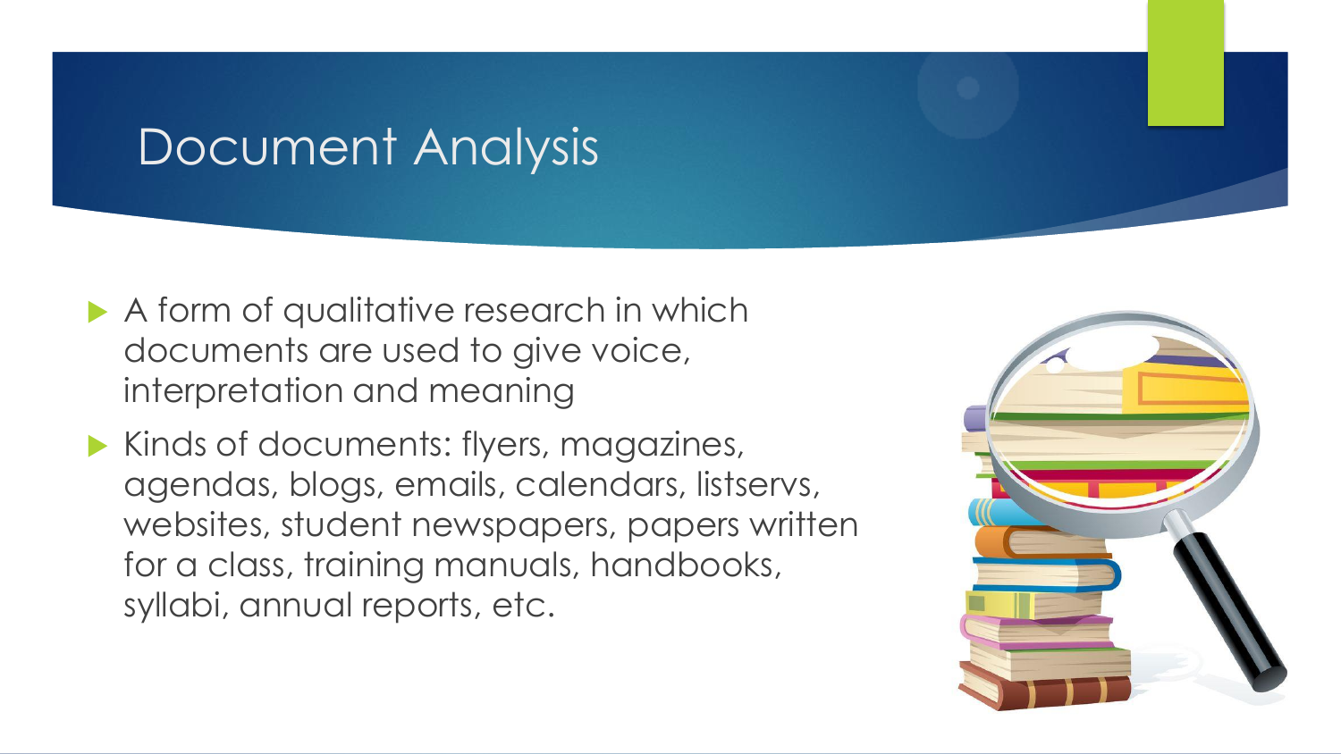# Document Analysis

- A form of qualitative research in which documents are used to give voice, interpretation and meaning
- Kinds of documents: flyers, magazines, agendas, blogs, emails, calendars, listservs, websites, student newspapers, papers written for a class, training manuals, handbooks, syllabi, annual reports, etc.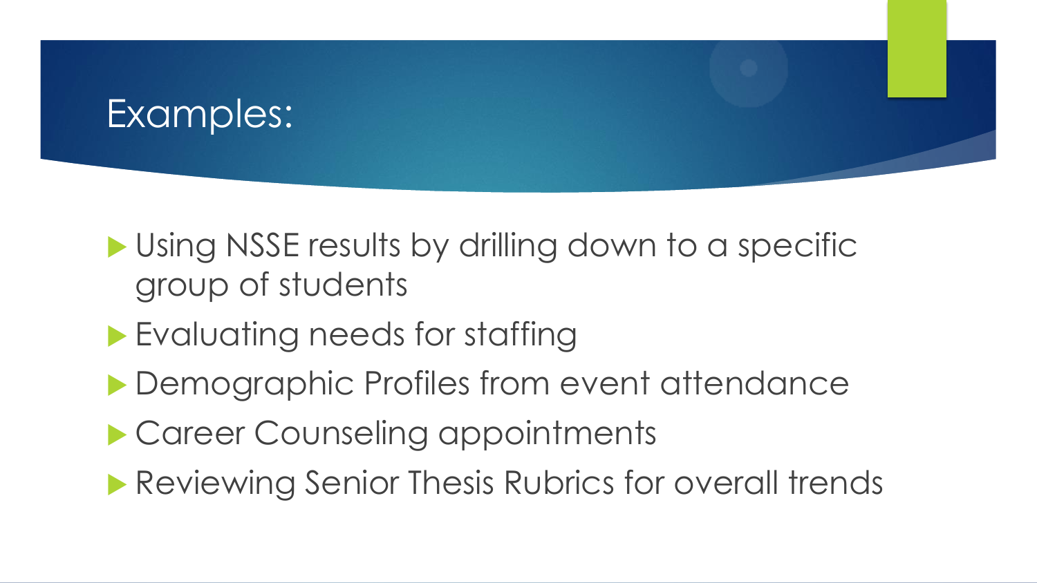# Examples:

- Using NSSE results by drilling down to a specific group of students
- Evaluating needs for staffing
- Demographic Profiles from event attendance
- Career Counseling appointments
- Reviewing Senior Thesis Rubrics for overall trends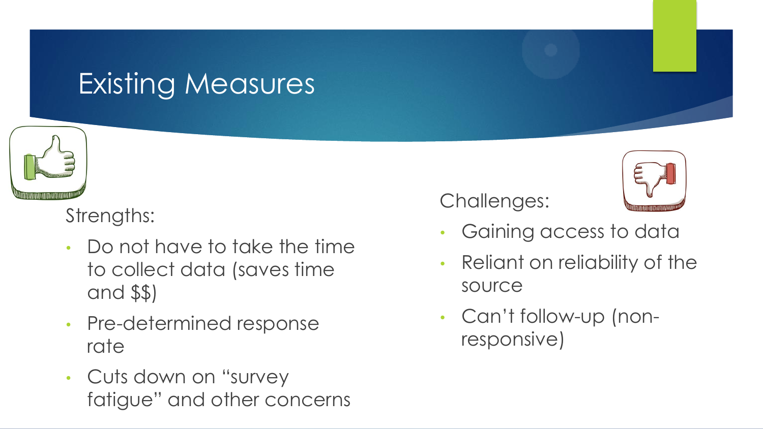# Existing Measures

Strengths:

- Do not have to take the time to collect data (saves time and $$)
- Pre-determined response rate
- Cuts down on "survey fatigue" and other concerns

Challenges:

- Gaining access to data
- Reliant on reliability of the source
- Can't follow-up (non-responsive)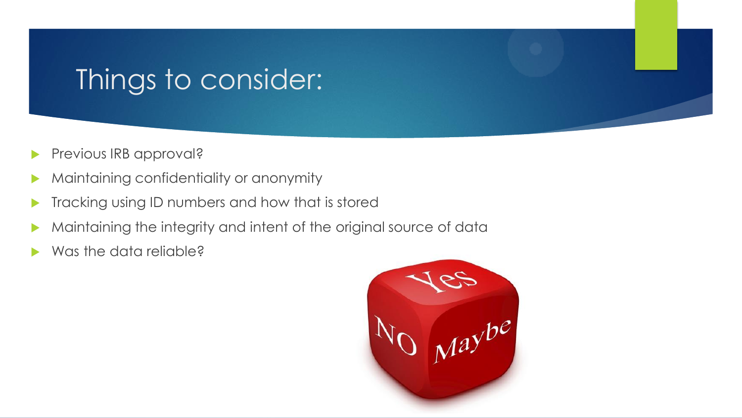# Things to consider:

- Previous IRB approval?
- Maintaining confidentiality or anonymity
- Tracking using ID numbers and how that is stored
- Maintaining the integrity and intent of the original source of data
- Was the data reliable?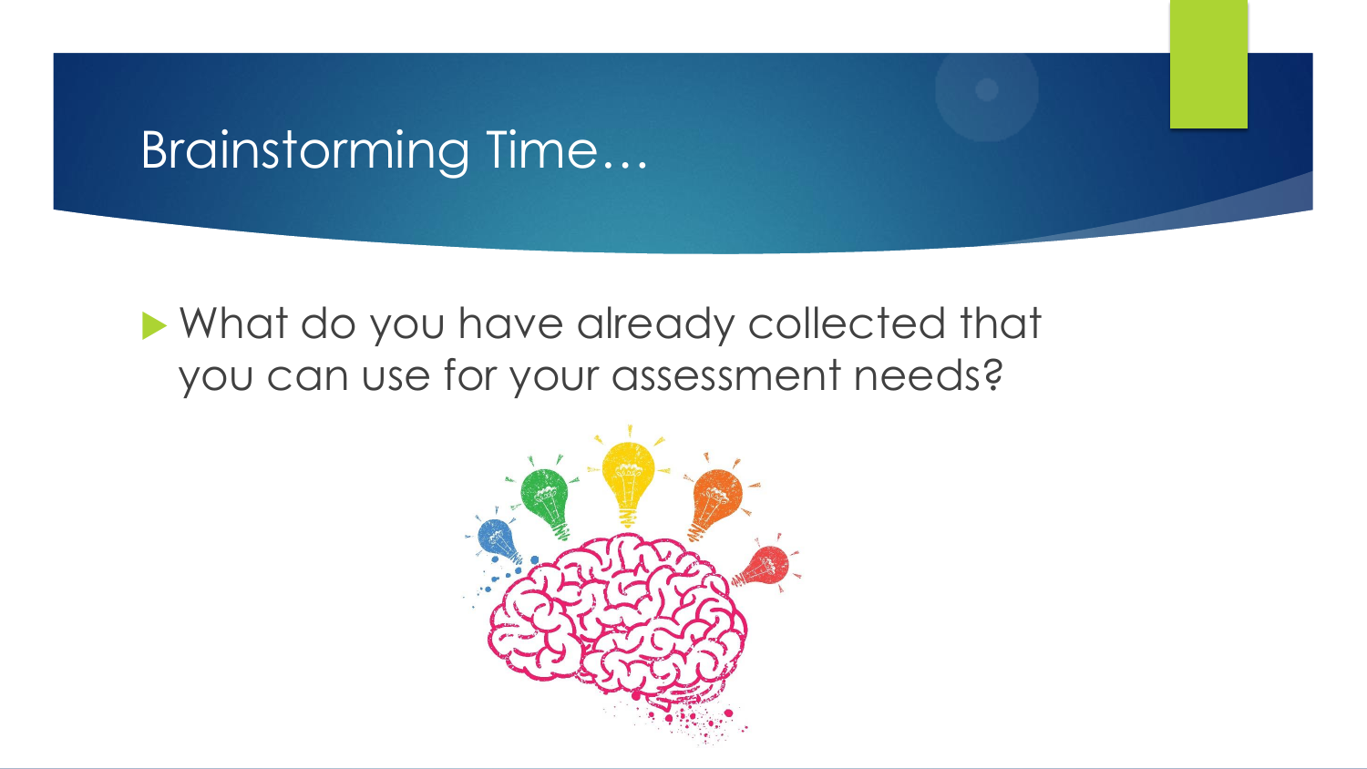# Brainstorming Time…

- What do you have already collected that you can use for your assessment needs?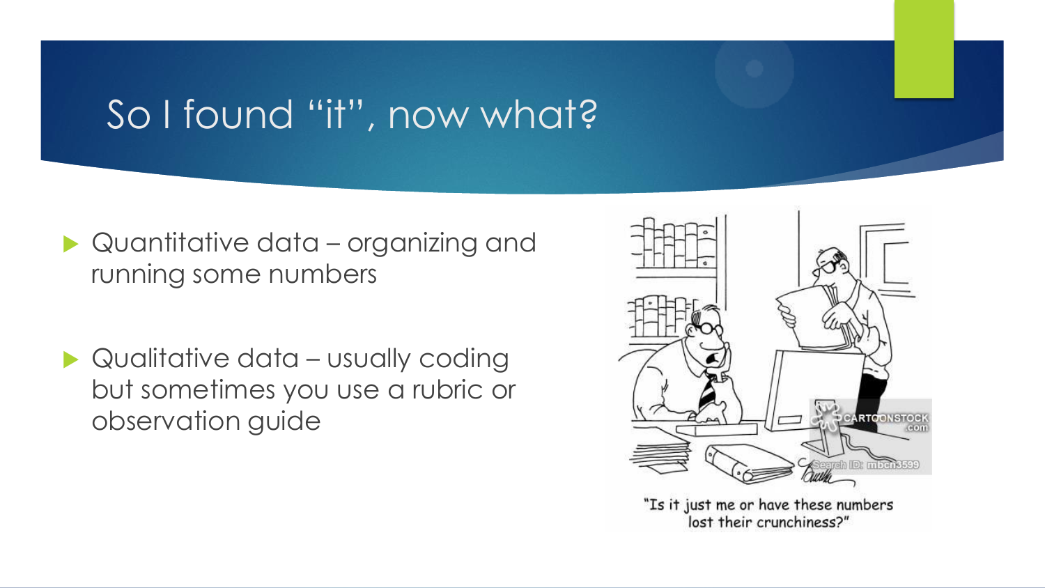# So I found "it", now what?

- Quantitative data – organizing and running some numbers
- Qualitative data – usually coding but sometimes you use a rubric or observation guide

"Is it just me or have these numbers lost their crunchiness?"